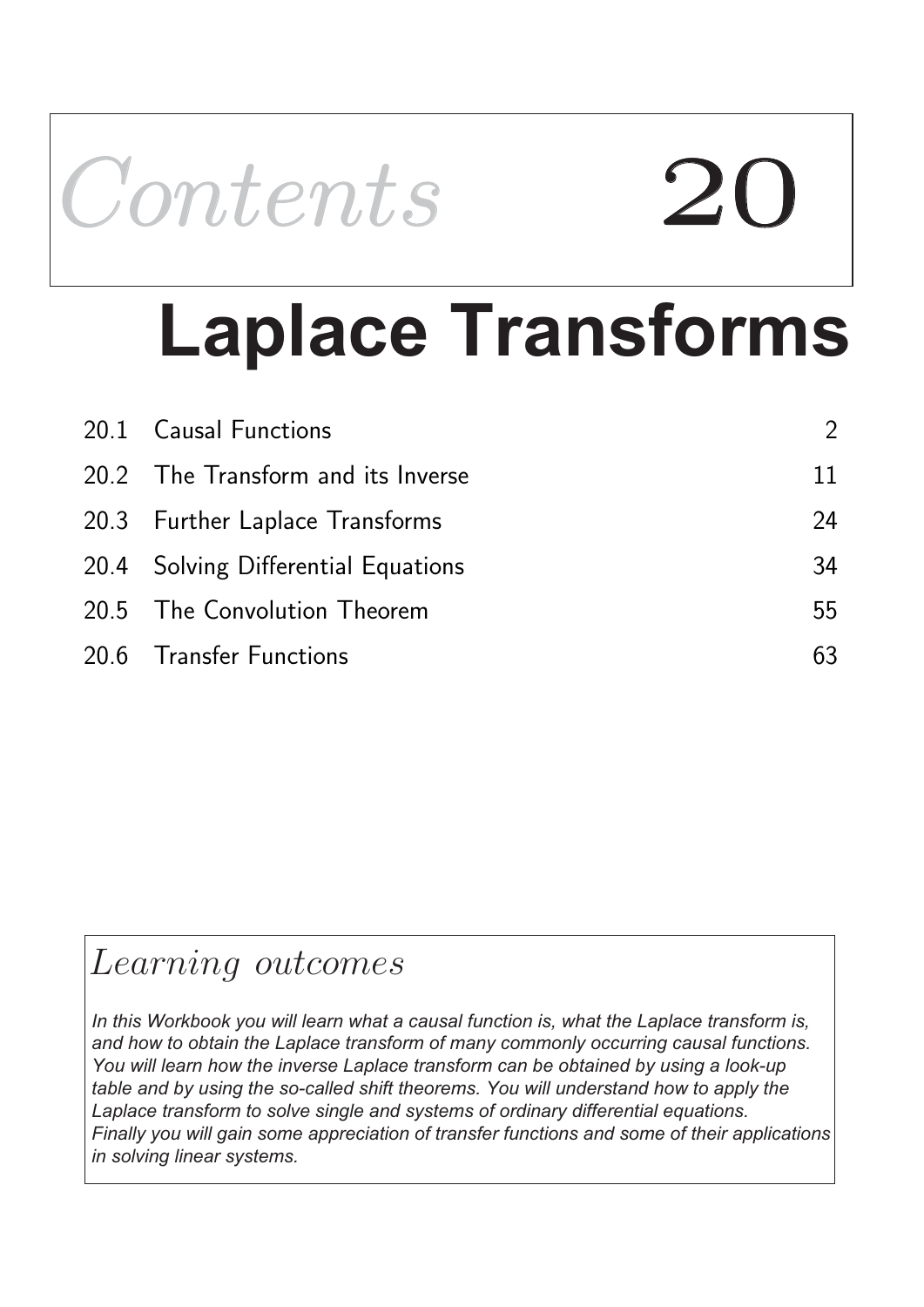# Contents 20

# Laplace Transforms

| | | |
|---|---|---|
| 20.1 | Causal Functions | 2 |
| 20.2 | The Transform and its Inverse | 11 |
| 20.3 | Further Laplace Transforms | 24 |
| 20.4 | Solving Differential Equations | 34 |
| 20.5 | The Convolution Theorem | 55 |
| 20.6 | Transfer Functions | 63 |

## *Learning outcomes*

*In this Workbook you will learn what a causal function is, what the Laplace transform is, and how to obtain the Laplace transform of many commonly occurring causal functions. You will learn how the inverse Laplace transform can be obtained by using a look-up table and by using the so-called shift theorems. You will understand how to apply the Laplace transform to solve single and systems of ordinary differential equations. Finally you will gain some appreciation of transfer functions and some of their applications in solving linear systems.*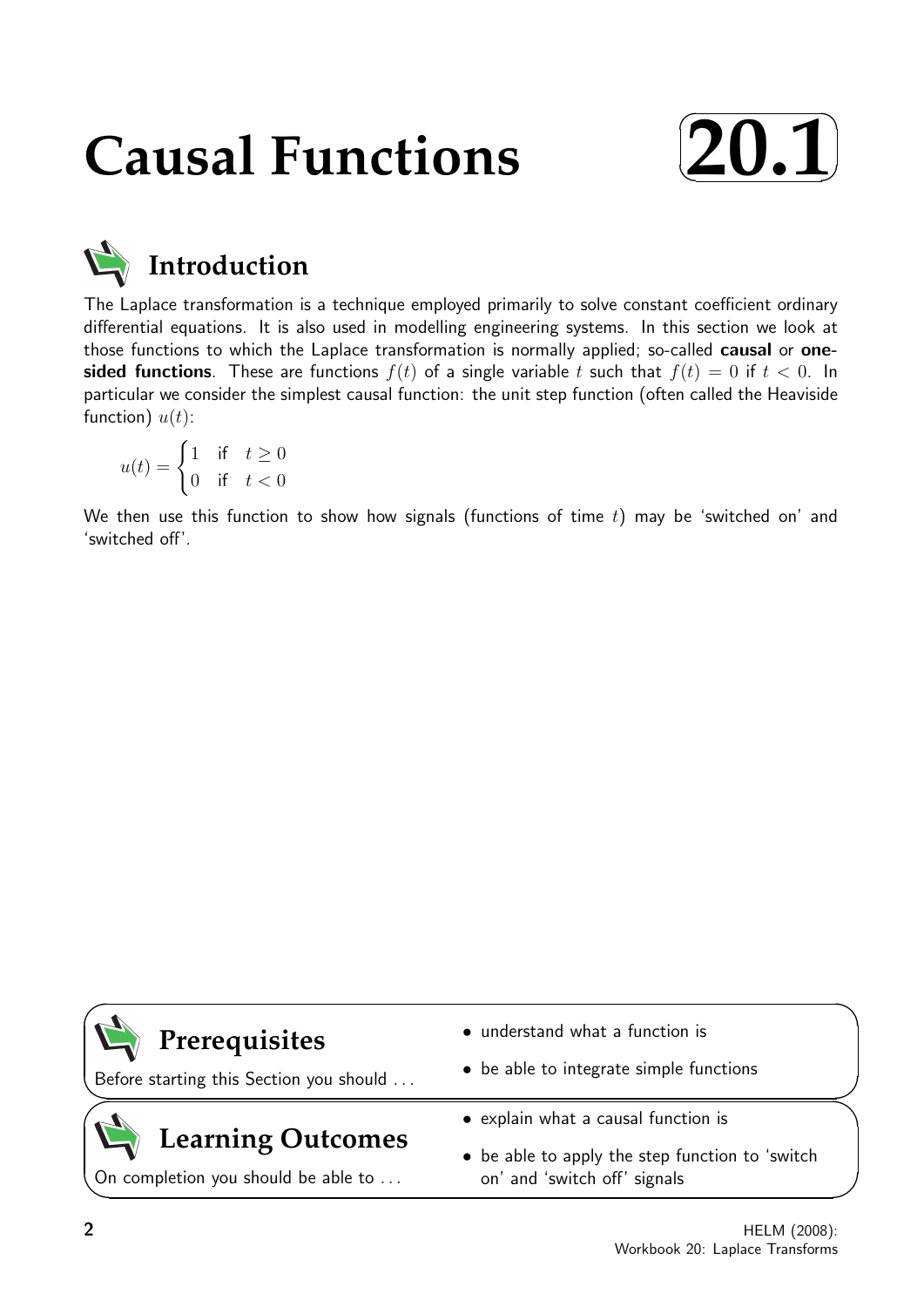# Causal Functions

**20.1**

## Introduction

The Laplace transformation is a technique employed primarily to solve constant coefficient ordinary differential equations. It is also used in modelling engineering systems. In this section we look at those functions to which the Laplace transformation is normally applied; so-called **causal** or **one-sided functions**. These are functions $f(t)$ of a single variable $t$ such that $f(t) = 0$ if $t < 0$. In particular we consider the simplest causal function: the unit step function (often called the Heaviside function) $u(t)$:

$$u(t) = \begin{cases} 1 & \text{if} \quad t \geq 0 \\ 0 & \text{if} \quad t < 0 \end{cases}$$

We then use this function to show how signals (functions of time $t$) may be 'switched on' and 'switched off'.

## Prerequisites

Before starting this Section you should ...

- understand what a function is
- be able to integrate simple functions

## Learning Outcomes

On completion you should be able to ...

- explain what a causal function is
- be able to apply the step function to 'switch on' and 'switch off' signals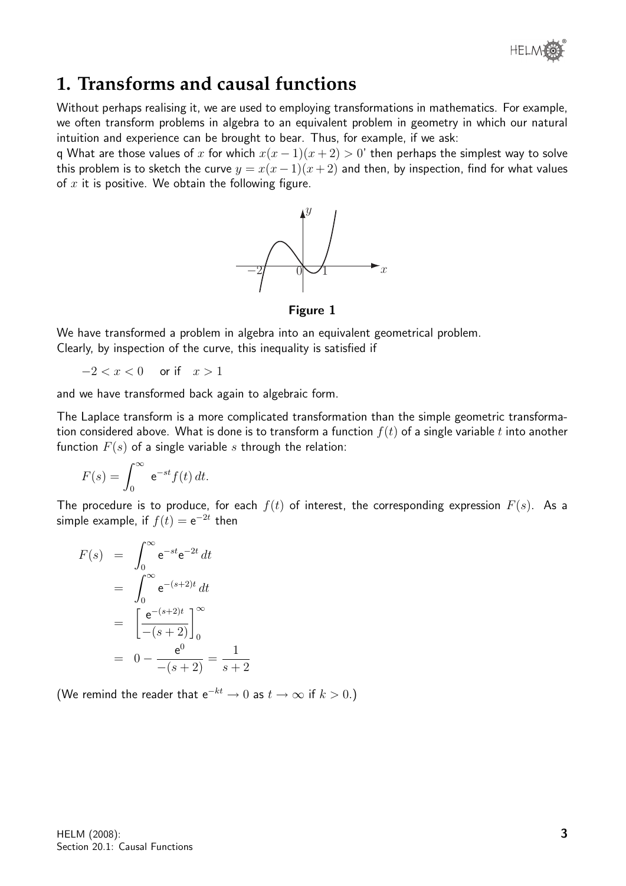# 1. Transforms and causal functions

Without perhaps realising it, we are used to employing transformations in mathematics. For example, we often transform problems in algebra to an equivalent problem in geometry in which our natural intuition and experience can be brought to bear. Thus, for example, if we ask:

q What are those values of $x$ for which $x(x-1)(x+2) > 0$' then perhaps the simplest way to solve this problem is to sketch the curve $y = x(x-1)(x+2)$ and then, by inspection, find for what values of $x$ it is positive. We obtain the following figure.

**Figure 1**

We have transformed a problem in algebra into an equivalent geometrical problem.
Clearly, by inspection of the curve, this inequality is satisfied if

$$-2 < x < 0 \quad \text{or if} \quad x > 1$$

and we have transformed back again to algebraic form.

The Laplace transform is a more complicated transformation than the simple geometric transformation considered above. What is done is to transform a function $f(t)$ of a single variable $t$ into another function $F(s)$ of a single variable $s$ through the relation:

$$F(s) = \int_0^\infty \mathrm{e}^{-st} f(t)\, dt.$$

The procedure is to produce, for each $f(t)$ of interest, the corresponding expression $F(s)$. As a simple example, if $f(t) = \mathrm{e}^{-2t}$ then

$$\begin{aligned} F(s) &= \int_0^\infty \mathrm{e}^{-st}\mathrm{e}^{-2t}\, dt \\ &= \int_0^\infty \mathrm{e}^{-(s+2)t}\, dt \\ &= \left[\frac{\mathrm{e}^{-(s+2)t}}{-(s+2)}\right]_0^\infty \\ &= 0 - \frac{\mathrm{e}^0}{-(s+2)} = \frac{1}{s+2} \end{aligned}$$

(We remind the reader that $\mathrm{e}^{-kt} \to 0$ as $t \to \infty$ if $k > 0$.)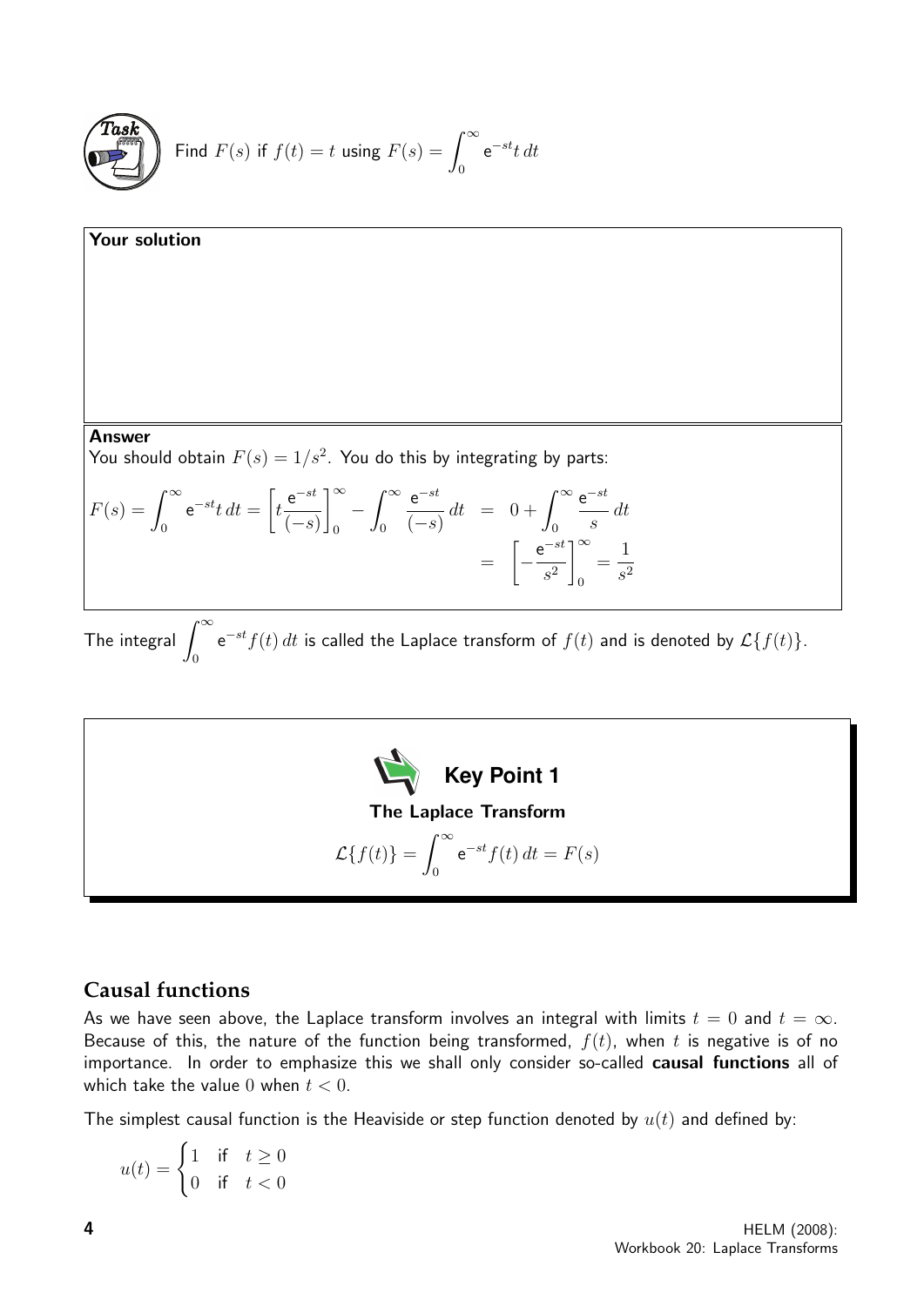**Task**

Find $F(s)$ if $f(t) = t$ using $F(s) = \displaystyle\int_0^\infty e^{-st} t \, dt$

**Your solution**

**Answer**

You should obtain $F(s) = 1/s^2$. You do this by integrating by parts:

$$F(s) = \int_0^\infty e^{-st} t \, dt = \left[ t \frac{e^{-st}}{(-s)} \right]_0^\infty - \int_0^\infty \frac{e^{-st}}{(-s)} \, dt \;=\; 0 + \int_0^\infty \frac{e^{-st}}{s} \, dt = \left[ -\frac{e^{-st}}{s^2} \right]_0^\infty = \frac{1}{s^2}$$

The integral $\displaystyle\int_0^\infty e^{-st} f(t) \, dt$ is called the Laplace transform of $f(t)$ and is denoted by $\mathcal{L}\{f(t)\}$.

**Key Point 1**

**The Laplace Transform**

$$\mathcal{L}\{f(t)\} = \int_0^\infty e^{-st} f(t) \, dt = F(s)$$

## Causal functions

As we have seen above, the Laplace transform involves an integral with limits $t = 0$ and $t = \infty$. Because of this, the nature of the function being transformed, $f(t)$, when $t$ is negative is of no importance. In order to emphasize this we shall only consider so-called **causal functions** all of which take the value $0$ when $t < 0$.

The simplest causal function is the Heaviside or step function denoted by $u(t)$ and defined by:

$$u(t) = \begin{cases} 1 & \text{if} \quad t \geq 0 \\ 0 & \text{if} \quad t < 0 \end{cases}$$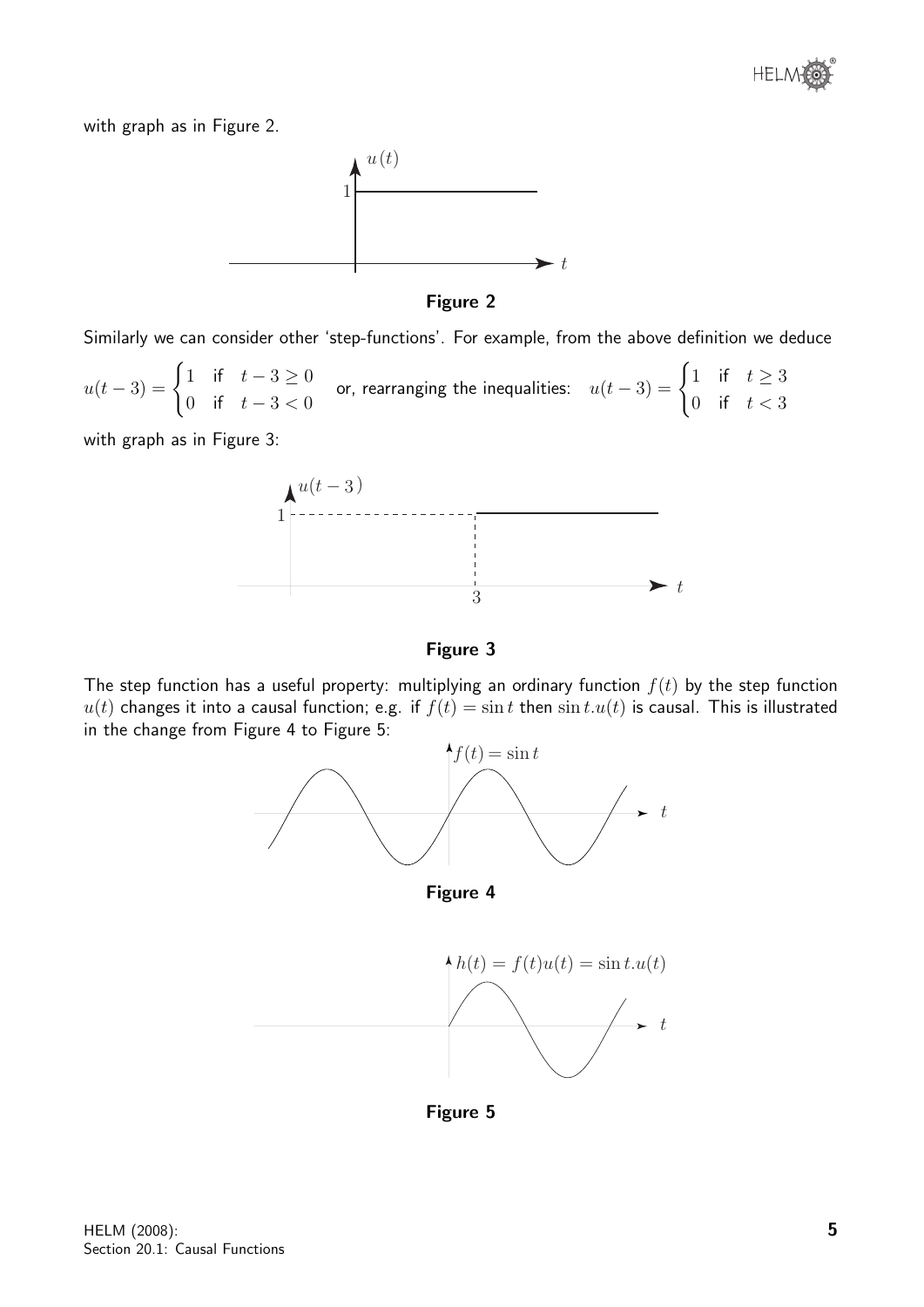with graph as in Figure 2.

**Figure 2**

Similarly we can consider other 'step-functions'. For example, from the above definition we deduce

$$u(t-3) = \begin{cases} 1 & \text{if} \quad t-3 \geq 0 \\ 0 & \text{if} \quad t-3 < 0 \end{cases} \quad \text{or, rearranging the inequalities:} \quad u(t-3) = \begin{cases} 1 & \text{if} \quad t \geq 3 \\ 0 & \text{if} \quad t < 3 \end{cases}$$

with graph as in Figure 3:

**Figure 3**

The step function has a useful property: multiplying an ordinary function $f(t)$ by the step function $u(t)$ changes it into a causal function; e.g. if $f(t) = \sin t$ then $\sin t.u(t)$ is causal. This is illustrated in the change from Figure 4 to Figure 5:

**Figure 4**

**Figure 5**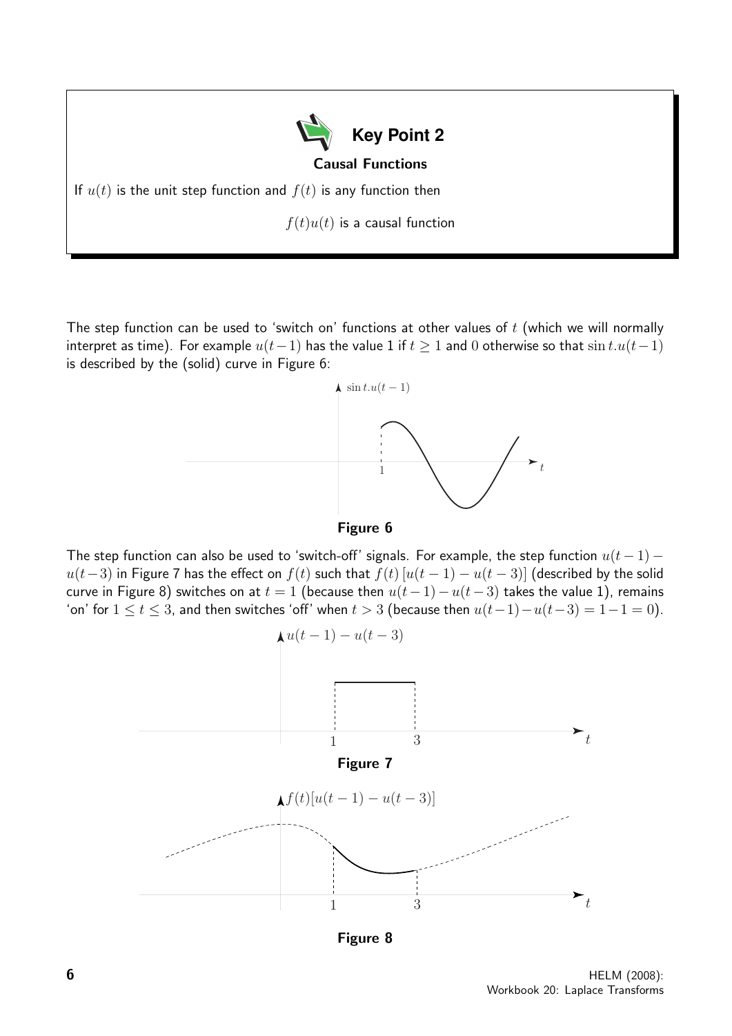**Key Point 2**

**Causal Functions**

If $u(t)$ is the unit step function and $f(t)$ is any function then

$f(t)u(t)$ is a causal function

The step function can be used to 'switch on' functions at other values of $t$ (which we will normally interpret as time). For example $u(t-1)$ has the value 1 if $t \geq 1$ and 0 otherwise so that $\sin t.u(t-1)$ is described by the (solid) curve in Figure 6:

**Figure 6**

The step function can also be used to 'switch-off' signals. For example, the step function $u(t-1) - u(t-3)$ in Figure 7 has the effect on $f(t)$ such that $f(t)\,[u(t-1) - u(t-3)]$ (described by the solid curve in Figure 8) switches on at $t = 1$ (because then $u(t-1) - u(t-3)$ takes the value 1), remains 'on' for $1 \leq t \leq 3$, and then switches 'off' when $t > 3$ (because then $u(t-1) - u(t-3) = 1 - 1 = 0$).

**Figure 7**

**Figure 8**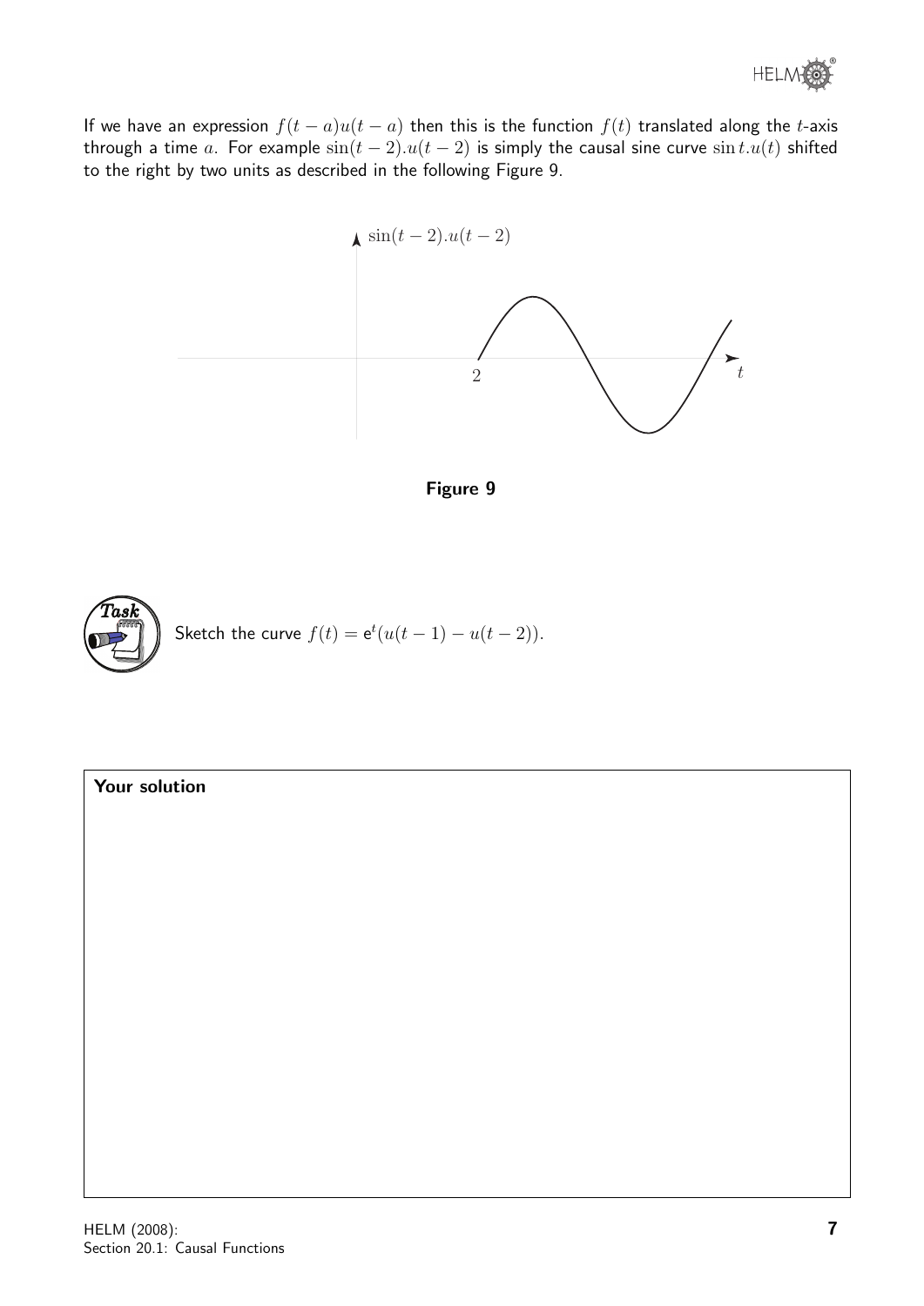If we have an expression $f(t-a)u(t-a)$ then this is the function $f(t)$ translated along the $t$-axis through a time $a$. For example $\sin(t-2).u(t-2)$ is simply the causal sine curve $\sin t.u(t)$ shifted to the right by two units as described in the following Figure 9.

**Figure 9**

**Task**

Sketch the curve $f(t) = \mathrm{e}^t(u(t-1) - u(t-2))$.

**Your solution**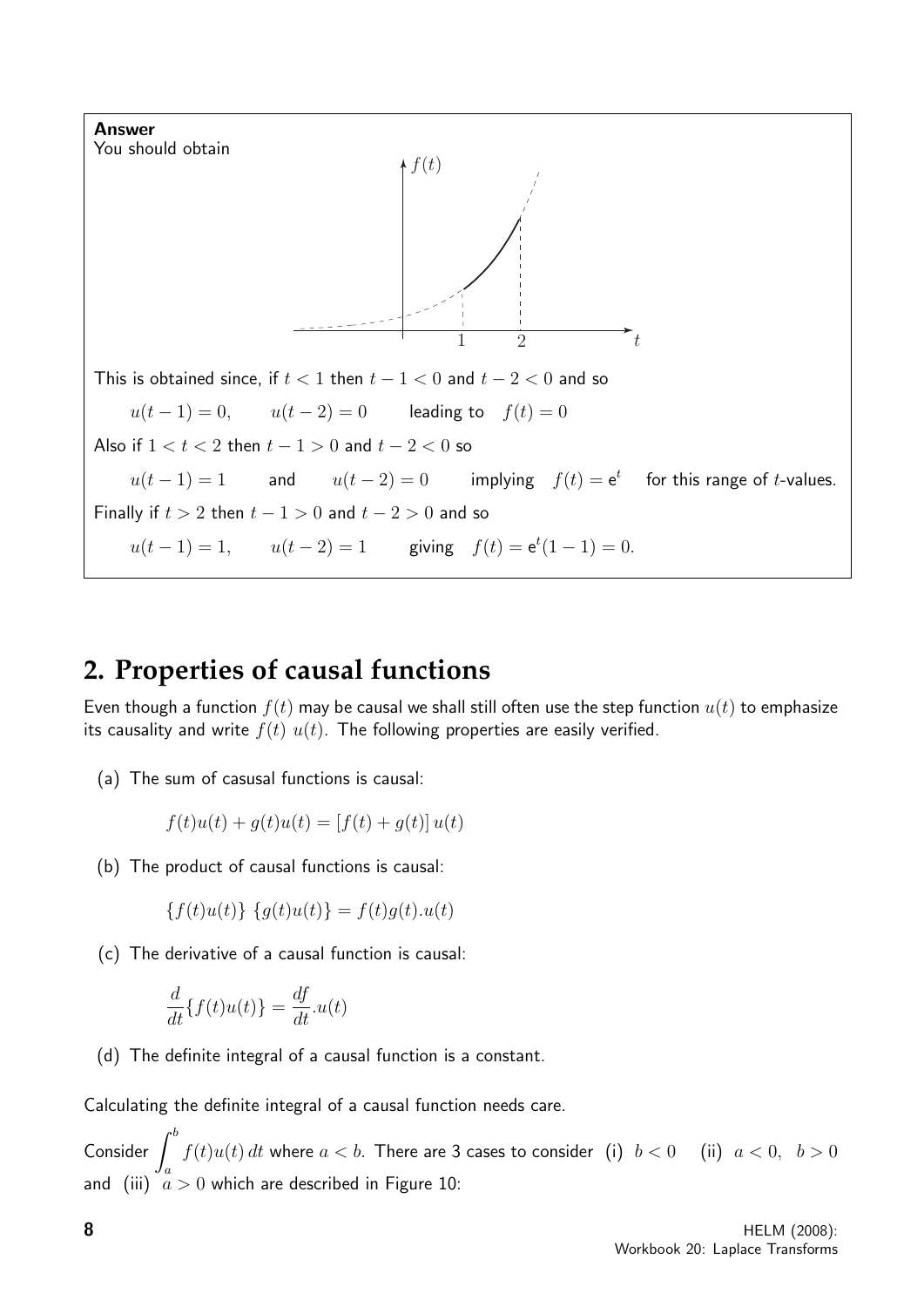**Answer**

You should obtain

This is obtained since, if $t < 1$ then $t - 1 < 0$ and $t - 2 < 0$ and so

$$u(t-1) = 0, \qquad u(t-2) = 0 \qquad \text{leading to} \quad f(t) = 0$$

Also if $1 < t < 2$ then $t - 1 > 0$ and $t - 2 < 0$ so

$$u(t-1) = 1 \qquad \text{and} \qquad u(t-2) = 0 \qquad \text{implying} \quad f(t) = \mathrm{e}^t \quad \text{for this range of } t\text{-values.}$$

Finally if $t > 2$ then $t - 1 > 0$ and $t - 2 > 0$ and so

$$u(t-1) = 1, \qquad u(t-2) = 1 \qquad \text{giving} \quad f(t) = \mathrm{e}^t(1-1) = 0.$$

## 2. Properties of causal functions

Even though a function $f(t)$ may be causal we shall still often use the step function $u(t)$ to emphasize its causality and write $f(t)\ u(t)$. The following properties are easily verified.

(a) The sum of casusal functions is causal:

$$f(t)u(t) + g(t)u(t) = [f(t) + g(t)]\,u(t)$$

(b) The product of causal functions is causal:

$$\{f(t)u(t)\}\ \{g(t)u(t)\} = f(t)g(t).u(t)$$

(c) The derivative of a causal function is causal:

$$\frac{d}{dt}\{f(t)u(t)\} = \frac{df}{dt}.u(t)$$

(d) The definite integral of a causal function is a constant.

Calculating the definite integral of a causal function needs care.

Consider $\displaystyle\int_a^b f(t)u(t)\,dt$ where $a < b$. There are 3 cases to consider (i) $b < 0$ (ii) $a < 0,\ \ b > 0$ and (iii) $a > 0$ which are described in Figure 10: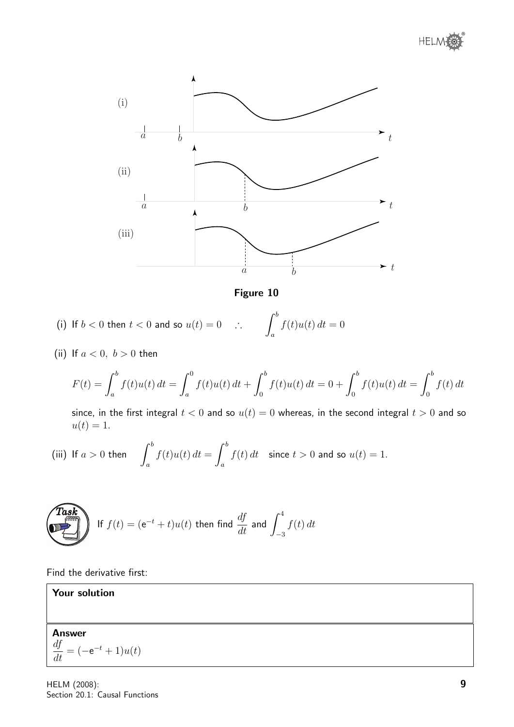**Figure 10**

(i) If $b < 0$ then $t < 0$ and so $u(t) = 0 \quad \therefore \qquad \int_a^b f(t)u(t)\,dt = 0$

(ii) If $a < 0,\ b > 0$ then

$$F(t) = \int_a^b f(t)u(t)\,dt = \int_a^0 f(t)u(t)\,dt + \int_0^b f(t)u(t)\,dt = 0 + \int_0^b f(t)u(t)\,dt = \int_0^b f(t)\,dt$$

since, in the first integral $t < 0$ and so $u(t) = 0$ whereas, in the second integral $t > 0$ and so $u(t) = 1$.

(iii) If $a > 0$ then $\quad \int_a^b f(t)u(t)\,dt = \int_a^b f(t)\,dt \quad$ since $t > 0$ and so $u(t) = 1$.

**Task**

If $f(t) = (\mathrm{e}^{-t} + t)u(t)$ then find $\dfrac{df}{dt}$ and $\displaystyle\int_{-3}^{4} f(t)\,dt$

Find the derivative first:

**Your solution**

**Answer**

$$\frac{df}{dt} = (-\mathrm{e}^{-t} + 1)u(t)$$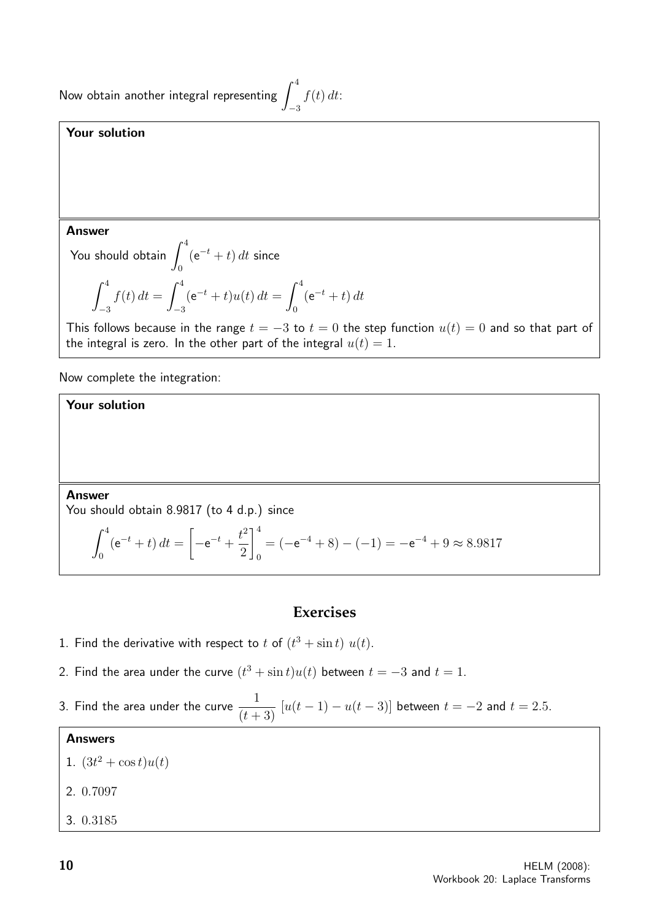Now obtain another integral representing $\displaystyle\int_{-3}^{4} f(t)\, dt$:

**Your solution**

**Answer**

You should obtain $\displaystyle\int_{0}^{4} (\mathrm{e}^{-t} + t)\, dt$ since

$$\int_{-3}^{4} f(t)\, dt = \int_{-3}^{4} (\mathrm{e}^{-t} + t)u(t)\, dt = \int_{0}^{4} (\mathrm{e}^{-t} + t)\, dt$$

This follows because in the range $t = -3$ to $t = 0$ the step function $u(t) = 0$ and so that part of the integral is zero. In the other part of the integral $u(t) = 1$.

Now complete the integration:

**Your solution**

**Answer**

You should obtain 8.9817 (to 4 d.p.) since

$$\int_{0}^{4} (\mathrm{e}^{-t} + t)\, dt = \left[ -\mathrm{e}^{-t} + \frac{t^2}{2} \right]_0^4 = (-\mathrm{e}^{-4} + 8) - (-1) = -\mathrm{e}^{-4} + 9 \approx 8.9817$$

## Exercises

1. Find the derivative with respect to $t$ of $(t^3 + \sin t)\ u(t)$.

2. Find the area under the curve $(t^3 + \sin t)u(t)$ between $t = -3$ and $t = 1$.

3. Find the area under the curve $\dfrac{1}{(t+3)}\ [u(t-1) - u(t-3)]$ between $t = -2$ and $t = 2.5$.

**Answers**

1. $(3t^2 + \cos t)u(t)$

2. $0.7097$

3. $0.3185$